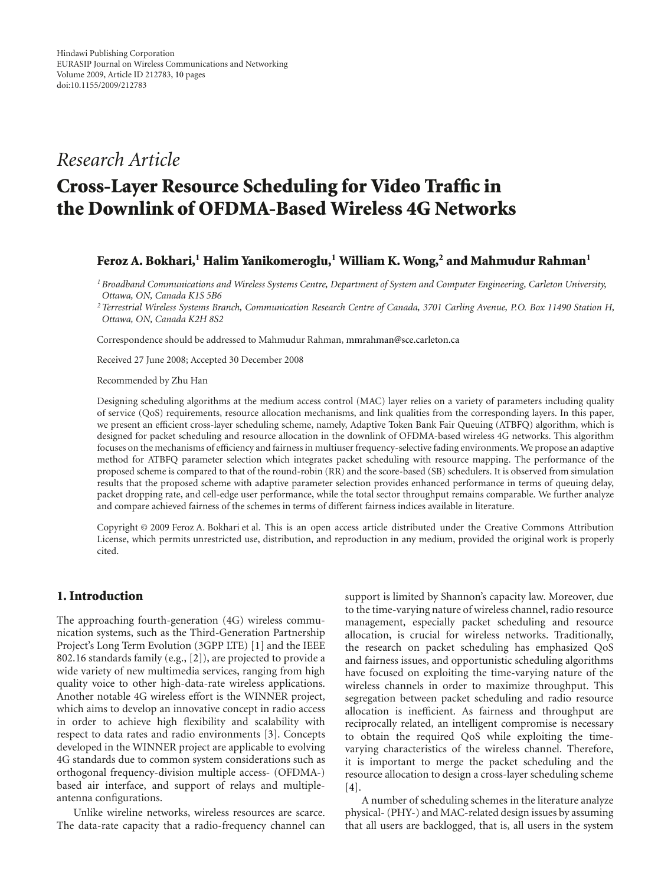Hindawi Publishing Corporation
EURASIP Journal on Wireless Communications and Networking
Volume 2009, Article ID 212783, 10 pages
doi:10.1155/2009/212783

*Research Article*

# Cross-Layer Resource Scheduling for Video Traffic in the Downlink of OFDMA-Based Wireless 4G Networks

**Feroz A. Bokhari,[1] Halim Yanikomeroglu,[1] William K. Wong,[2] and Mahmudur Rahman[1]**

[1] *Broadband Communications and Wireless Systems Centre, Department of System and Computer Engineering, Carleton University, Ottawa, ON, Canada K1S 5B6*

[2] *Terrestrial Wireless Systems Branch, Communication Research Centre of Canada, 3701 Carling Avenue, P.O. Box 11490 Station H, Ottawa, ON, Canada K2H 8S2*

Correspondence should be addressed to Mahmudur Rahman, mmrahman@sce.carleton.ca

Received 27 June 2008; Accepted 30 December 2008

Recommended by Zhu Han

Designing scheduling algorithms at the medium access control (MAC) layer relies on a variety of parameters including quality of service (QoS) requirements, resource allocation mechanisms, and link qualities from the corresponding layers. In this paper, we present an efficient cross-layer scheduling scheme, namely, Adaptive Token Bank Fair Queuing (ATBFQ) algorithm, which is designed for packet scheduling and resource allocation in the downlink of OFDMA-based wireless 4G networks. This algorithm focuses on the mechanisms of efficiency and fairness in multiuser frequency-selective fading environments. We propose an adaptive method for ATBFQ parameter selection which integrates packet scheduling with resource mapping. The performance of the proposed scheme is compared to that of the round-robin (RR) and the score-based (SB) schedulers. It is observed from simulation results that the proposed scheme with adaptive parameter selection provides enhanced performance in terms of queuing delay, packet dropping rate, and cell-edge user performance, while the total sector throughput remains comparable. We further analyze and compare achieved fairness of the schemes in terms of different fairness indices available in literature.

Copyright © 2009 Feroz A. Bokhari et al. This is an open access article distributed under the Creative Commons Attribution License, which permits unrestricted use, distribution, and reproduction in any medium, provided the original work is properly cited.

## 1. Introduction

The approaching fourth-generation (4G) wireless communication systems, such as the Third-Generation Partnership Project's Long Term Evolution (3GPP LTE) [1] and the IEEE 802.16 standards family (e.g., [2]), are projected to provide a wide variety of new multimedia services, ranging from high quality voice to other high-data-rate wireless applications. Another notable 4G wireless effort is the WINNER project, which aims to develop an innovative concept in radio access in order to achieve high flexibility and scalability with respect to data rates and radio environments [3]. Concepts developed in the WINNER project are applicable to evolving 4G standards due to common system considerations such as orthogonal frequency-division multiple access- (OFDMA-) based air interface, and support of relays and multiple-antenna configurations.

Unlike wireline networks, wireless resources are scarce. The data-rate capacity that a radio-frequency channel can support is limited by Shannon's capacity law. Moreover, due to the time-varying nature of wireless channel, radio resource management, especially packet scheduling and resource allocation, is crucial for wireless networks. Traditionally, the research on packet scheduling has emphasized QoS and fairness issues, and opportunistic scheduling algorithms have focused on exploiting the time-varying nature of the wireless channels in order to maximize throughput. This segregation between packet scheduling and radio resource allocation is inefficient. As fairness and throughput are reciprocally related, an intelligent compromise is necessary to obtain the required QoS while exploiting the time-varying characteristics of the wireless channel. Therefore, it is important to merge the packet scheduling and the resource allocation to design a cross-layer scheduling scheme [4].

A number of scheduling schemes in the literature analyze physical- (PHY-) and MAC-related design issues by assuming that all users are backlogged, that is, all users in the system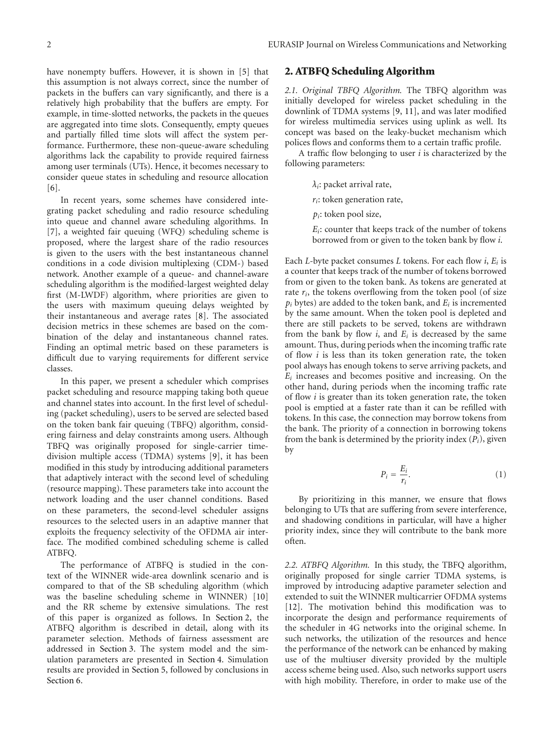have nonempty buffers. However, it is shown in [5] that this assumption is not always correct, since the number of packets in the buffers can vary significantly, and there is a relatively high probability that the buffers are empty. For example, in time-slotted networks, the packets in the queues are aggregated into time slots. Consequently, empty queues and partially filled time slots will affect the system performance. Furthermore, these non-queue-aware scheduling algorithms lack the capability to provide required fairness among user terminals (UTs). Hence, it becomes necessary to consider queue states in scheduling and resource allocation [6].

In recent years, some schemes have considered integrating packet scheduling and radio resource scheduling into queue and channel aware scheduling algorithms. In [7], a weighted fair queuing (WFQ) scheduling scheme is proposed, where the largest share of the radio resources is given to the users with the best instantaneous channel conditions in a code division multiplexing (CDM-) based network. Another example of a queue- and channel-aware scheduling algorithm is the modified-largest weighted delay first (M-LWDF) algorithm, where priorities are given to the users with maximum queuing delays weighted by their instantaneous and average rates [8]. The associated decision metrics in these schemes are based on the combination of the delay and instantaneous channel rates. Finding an optimal metric based on these parameters is difficult due to varying requirements for different service classes.

In this paper, we present a scheduler which comprises packet scheduling and resource mapping taking both queue and channel states into account. In the first level of scheduling (packet scheduling), users to be served are selected based on the token bank fair queuing (TBFQ) algorithm, considering fairness and delay constraints among users. Although TBFQ was originally proposed for single-carrier time-division multiple access (TDMA) systems [9], it has been modified in this study by introducing additional parameters that adaptively interact with the second level of scheduling (resource mapping). These parameters take into account the network loading and the user channel conditions. Based on these parameters, the second-level scheduler assigns resources to the selected users in an adaptive manner that exploits the frequency selectivity of the OFDMA air interface. The modified combined scheduling scheme is called ATBFQ.

The performance of ATBFQ is studied in the context of the WINNER wide-area downlink scenario and is compared to that of the SB scheduling algorithm (which was the baseline scheduling scheme in WINNER) [10] and the RR scheme by extensive simulations. The rest of this paper is organized as follows. In Section 2, the ATBFQ algorithm is described in detail, along with its parameter selection. Methods of fairness assessment are addressed in Section 3. The system model and the simulation parameters are presented in Section 4. Simulation results are provided in Section 5, followed by conclusions in Section 6.

## 2. ATBFQ Scheduling Algorithm

*2.1. Original TBFQ Algorithm.* The TBFQ algorithm was initially developed for wireless packet scheduling in the downlink of TDMA systems [9, 11], and was later modified for wireless multimedia services using uplink as well. Its concept was based on the leaky-bucket mechanism which polices flows and conforms them to a certain traffic profile.

A traffic flow belonging to user $i$ is characterized by the following parameters:

$\lambda_i$: packet arrival rate,

$r_i$: token generation rate,

$p_i$: token pool size,

$E_i$: counter that keeps track of the number of tokens borrowed from or given to the token bank by flow $i$.

Each $L$-byte packet consumes $L$ tokens. For each flow $i$, $E_i$ is a counter that keeps track of the number of tokens borrowed from or given to the token bank. As tokens are generated at rate $r_i$, the tokens overflowing from the token pool (of size $p_i$ bytes) are added to the token bank, and $E_i$ is incremented by the same amount. When the token pool is depleted and there are still packets to be served, tokens are withdrawn from the bank by flow $i$, and $E_i$ is decreased by the same amount. Thus, during periods when the incoming traffic rate of flow $i$ is less than its token generation rate, the token pool always has enough tokens to serve arriving packets, and $E_i$ increases and becomes positive and increasing. On the other hand, during periods when the incoming traffic rate of flow $i$ is greater than its token generation rate, the token pool is emptied at a faster rate than it can be refilled with tokens. In this case, the connection may borrow tokens from the bank. The priority of a connection in borrowing tokens from the bank is determined by the priority index ($P_i$), given by

$$P_i = \frac{E_i}{r_i}. \tag{1}$$

By prioritizing in this manner, we ensure that flows belonging to UTs that are suffering from severe interference, and shadowing conditions in particular, will have a higher priority index, since they will contribute to the bank more often.

*2.2. ATBFQ Algorithm.* In this study, the TBFQ algorithm, originally proposed for single carrier TDMA systems, is improved by introducing adaptive parameter selection and extended to suit the WINNER multicarrier OFDMA systems [12]. The motivation behind this modification was to incorporate the design and performance requirements of the scheduler in 4G networks into the original scheme. In such networks, the utilization of the resources and hence the performance of the network can be enhanced by making use of the multiuser diversity provided by the multiple access scheme being used. Also, such networks support users with high mobility. Therefore, in order to make use of the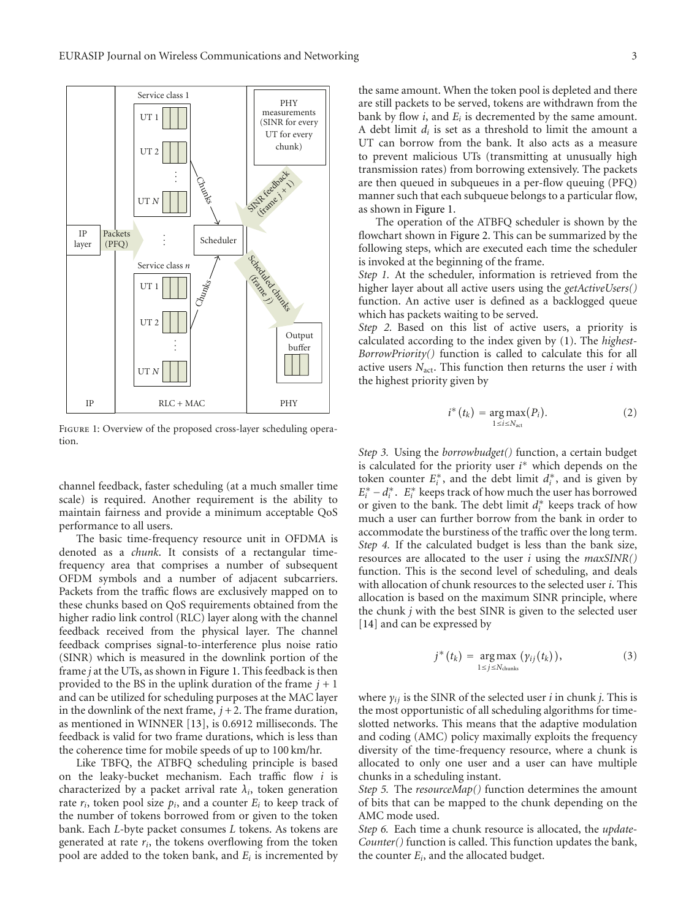Figure 1: Overview of the proposed cross-layer scheduling operation.

channel feedback, faster scheduling (at a much smaller time scale) is required. Another requirement is the ability to maintain fairness and provide a minimum acceptable QoS performance to all users.

The basic time-frequency resource unit in OFDMA is denoted as a *chunk*. It consists of a rectangular time-frequency area that comprises a number of subsequent OFDM symbols and a number of adjacent subcarriers. Packets from the traffic flows are exclusively mapped on to these chunks based on QoS requirements obtained from the higher radio link control (RLC) layer along with the channel feedback received from the physical layer. The channel feedback comprises signal-to-interference plus noise ratio (SINR) which is measured in the downlink portion of the frame $j$ at the UTs, as shown in Figure 1. This feedback is then provided to the BS in the uplink duration of the frame $j+1$ and can be utilized for scheduling purposes at the MAC layer in the downlink of the next frame, $j+2$. The frame duration, as mentioned in WINNER [13], is 0.6912 milliseconds. The feedback is valid for two frame durations, which is less than the coherence time for mobile speeds of up to 100 km/hr.

Like TBFQ, the ATBFQ scheduling principle is based on the leaky-bucket mechanism. Each traffic flow $i$ is characterized by a packet arrival rate $\lambda_i$, token generation rate $r_i$, token pool size $p_i$, and a counter $E_i$ to keep track of the number of tokens borrowed from or given to the token bank. Each $L$-byte packet consumes $L$ tokens. As tokens are generated at rate $r_i$, the tokens overflowing from the token pool are added to the token bank, and $E_i$ is incremented by the same amount. When the token pool is depleted and there are still packets to be served, tokens are withdrawn from the bank by flow $i$, and $E_i$ is decremented by the same amount. A debt limit $d_i$ is set as a threshold to limit the amount a UT can borrow from the bank. It also acts as a measure to prevent malicious UTs (transmitting at unusually high transmission rates) from borrowing extensively. The packets are then queued in subqueues in a per-flow queuing (PFQ) manner such that each subqueue belongs to a particular flow, as shown in Figure 1.

The operation of the ATBFQ scheduler is shown by the flowchart shown in Figure 2. This can be summarized by the following steps, which are executed each time the scheduler is invoked at the beginning of the frame.

*Step 1.* At the scheduler, information is retrieved from the higher layer about all active users using the *getActiveUsers()* function. An active user is defined as a backlogged queue which has packets waiting to be served.

*Step 2.* Based on this list of active users, a priority is calculated according to the index given by (1). The *highest-BorrowPriority()* function is called to calculate this for all active users $N_{\text{act}}$. This function then returns the user $i$ with the highest priority given by

$$i^*(t_k) = \underset{1 \le i \le N_{\text{act}}}{\arg\max}(P_i). \tag{2}$$

*Step 3.* Using the *borrowbudget()* function, a certain budget is calculated for the priority user $i^*$ which depends on the token counter $E_i^*$, and the debt limit $d_i^*$, and is given by $E_i^* - d_i^*$. $E_i^*$ keeps track of how much the user has borrowed or given to the bank. The debt limit $d_i^*$ keeps track of how much a user can further borrow from the bank in order to accommodate the burstiness of the traffic over the long term.

*Step 4.* If the calculated budget is less than the bank size, resources are allocated to the user $i$ using the *maxSINR()* function. This is the second level of scheduling, and deals with allocation of chunk resources to the selected user $i$. This allocation is based on the maximum SINR principle, where the chunk $j$ with the best SINR is given to the selected user [14] and can be expressed by

$$j^*(t_k) = \underset{1 \le j \le N_{\text{chunks}}}{\arg\max}\left(\gamma_{ij}(t_k)\right), \tag{3}$$

where $\gamma_{ij}$ is the SINR of the selected user $i$ in chunk $j$. This is the most opportunistic of all scheduling algorithms for time-slotted networks. This means that the adaptive modulation and coding (AMC) policy maximally exploits the frequency diversity of the time-frequency resource, where a chunk is allocated to only one user and a user can have multiple chunks in a scheduling instant.

*Step 5.* The *resourceMap()* function determines the amount of bits that can be mapped to the chunk depending on the AMC mode used.

*Step 6.* Each time a chunk resource is allocated, the *update-Counter()* function is called. This function updates the bank, the counter $E_i$, and the allocated budget.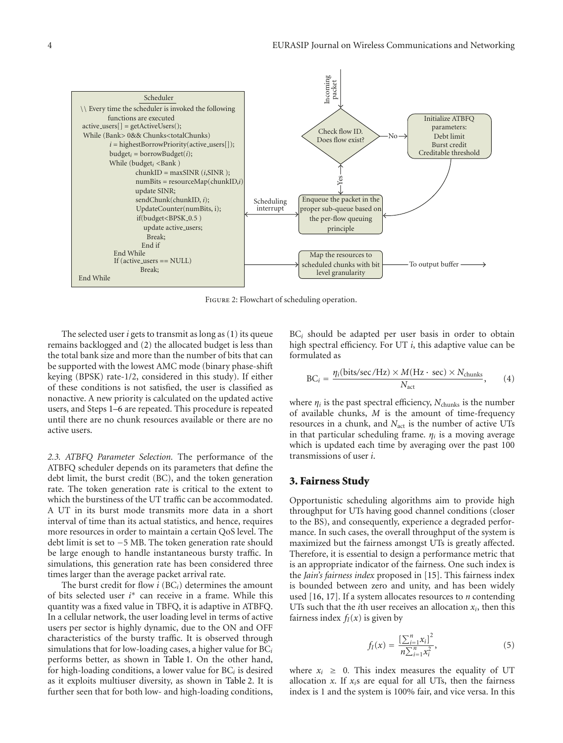```
Scheduler
\\ Every time the scheduler is invoked the following
        functions are executed
 active_users[] = getActiveUsers();
 While (Bank> 0&& Chunks<totalChunks)
        i = highestBorrowPriority(active_users[]);
        budget_i = borrowBudget(i);
        While (budget_i <Bank )
                chunkID = maxSINR (i,SINR );
                numBits = resourceMap(chunkID,i)
                update SINR;
                sendChunk(chunkID, i);
                UpdateCounter(numBits, i);
                if(budget<BPSK_0.5 )
                   update active_users;
                   Break;
                End if
        End While
        If (active_users == NULL)
                Break;
End While
```

Incoming packet → Check flow ID. Does flow exist? → No → Initialize ATBFQ parameters: Debt limit, Burst credit, Creditable threshold → Enqueue the packet in the proper sub-queue based on the per-flow queuing principle

Yes → Enqueue the packet in the proper sub-queue based on the per-flow queuing principle

Scheduling interrupt (Scheduler ↔ Enqueue)

Scheduler → Map the resources to scheduled chunks with bit level granularity → To output buffer

Figure 2: Flowchart of scheduling operation.

The selected user $i$ gets to transmit as long as (1) its queue remains backlogged and (2) the allocated budget is less than the total bank size and more than the number of bits that can be supported with the lowest AMC mode (binary phase-shift keying (BPSK) rate-1/2, considered in this study). If either of these conditions is not satisfied, the user is classified as nonactive. A new priority is calculated on the updated active users, and Steps 1–6 are repeated. This procedure is repeated until there are no chunk resources available or there are no active users.

*2.3. ATBFQ Parameter Selection.* The performance of the ATBFQ scheduler depends on its parameters that define the debt limit, the burst credit (BC), and the token generation rate. The token generation rate is critical to the extent to which the burstiness of the UT traffic can be accommodated. A UT in its burst mode transmits more data in a short interval of time than its actual statistics, and hence, requires more resources in order to maintain a certain QoS level. The debt limit is set to −5 MB. The token generation rate should be large enough to handle instantaneous bursty traffic. In simulations, this generation rate has been considered three times larger than the average packet arrival rate.

The burst credit for flow $i$ ($BC_i$) determines the amount of bits selected user $i^*$ can receive in a frame. While this quantity was a fixed value in TBFQ, it is adaptive in ATBFQ. In a cellular network, the user loading level in terms of active users per sector is highly dynamic, due to the ON and OFF characteristics of the bursty traffic. It is observed through simulations that for low-loading cases, a higher value for $BC_i$ performs better, as shown in Table 1. On the other hand, for high-loading conditions, a lower value for $BC_i$ is desired as it exploits multiuser diversity, as shown in Table 2. It is further seen that for both low- and high-loading conditions, $BC_i$ should be adapted per user basis in order to obtain high spectral efficiency. For UT $i$, this adaptive value can be formulated as

$$BC_i = \frac{\eta_i(\text{bits/sec/Hz}) \times M(\text{Hz} \cdot \text{sec}) \times N_{\text{chunks}}}{N_{\text{act}}}, \quad (4)$$

where $\eta_i$ is the past spectral efficiency, $N_{\text{chunks}}$ is the number of available chunks, $M$ is the amount of time-frequency resources in a chunk, and $N_{\text{act}}$ is the number of active UTs in that particular scheduling frame. $\eta_i$ is a moving average which is updated each time by averaging over the past 100 transmissions of user $i$.

## 3. Fairness Study

Opportunistic scheduling algorithms aim to provide high throughput for UTs having good channel conditions (closer to the BS), and consequently, experience a degraded performance. In such cases, the overall throughput of the system is maximized but the fairness amongst UTs is greatly affected. Therefore, it is essential to design a performance metric that is an appropriate indicator of the fairness. One such index is the *Jain's fairness index* proposed in [15]. This fairness index is bounded between zero and unity, and has been widely used [16, 17]. If a system allocates resources to $n$ contending UTs such that the $i$th user receives an allocation $x_i$, then this fairness index $f_I(x)$ is given by

$$f_I(x) = \frac{\left[\sum_{i=1}^{n} x_i\right]^2}{n\sum_{i=1}^{n} x_i^2}, \quad (5)$$

where $x_i \geq 0$. This index measures the equality of UT allocation $x$. If $x_i$s are equal for all UTs, then the fairness index is 1 and the system is 100% fair, and vice versa. In this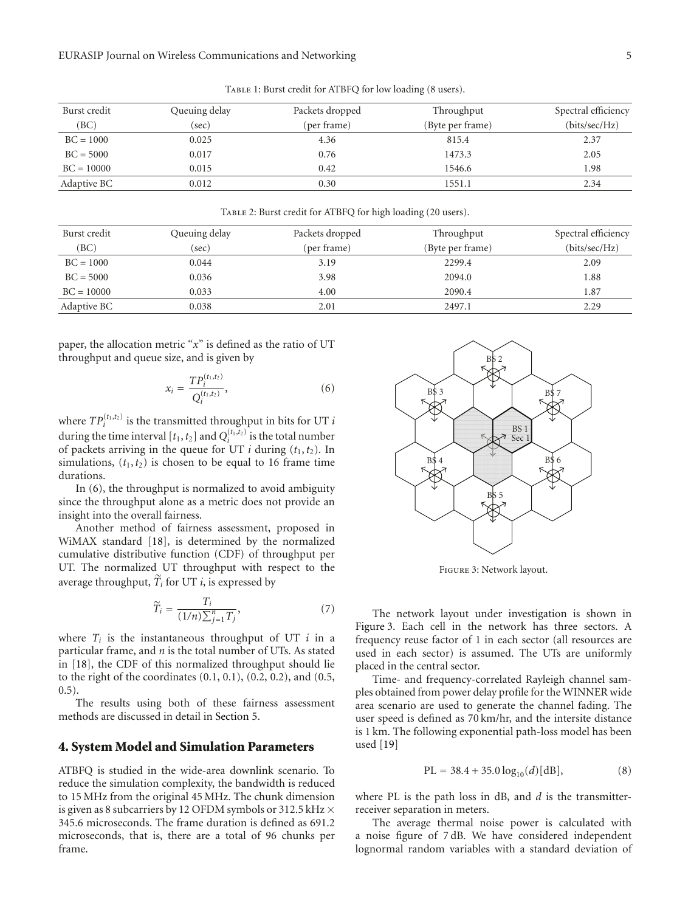Table 1: Burst credit for ATBFQ for low loading (8 users).

| Burst credit (BC) | Queuing delay (sec) | Packets dropped (per frame) | Throughput (Byte per frame) | Spectral efficiency (bits/sec/Hz) |
|---|---|---|---|---|
| BC = 1000 | 0.025 | 4.36 | 815.4 | 2.37 |
| BC = 5000 | 0.017 | 0.76 | 1473.3 | 2.05 |
| BC = 10000 | 0.015 | 0.42 | 1546.6 | 1.98 |
| Adaptive BC | 0.012 | 0.30 | 1551.1 | 2.34 |

Table 2: Burst credit for ATBFQ for high loading (20 users).

| Burst credit (BC) | Queuing delay (sec) | Packets dropped (per frame) | Throughput (Byte per frame) | Spectral efficiency (bits/sec/Hz) |
|---|---|---|---|---|
| BC = 1000 | 0.044 | 3.19 | 2299.4 | 2.09 |
| BC = 5000 | 0.036 | 3.98 | 2094.0 | 1.88 |
| BC = 10000 | 0.033 | 4.00 | 2090.4 | 1.87 |
| Adaptive BC | 0.038 | 2.01 | 2497.1 | 2.29 |

paper, the allocation metric "$x$" is defined as the ratio of UT throughput and queue size, and is given by

$$x_i = \frac{TP_i^{(t_1,t_2)}}{Q_i^{(t_1,t_2)}}, \tag{6}$$

where $TP_i^{(t_1,t_2)}$ is the transmitted throughput in bits for UT $i$ during the time interval $[t_1, t_2]$ and $Q_i^{(t_1,t_2)}$ is the total number of packets arriving in the queue for UT $i$ during $(t_1, t_2)$. In simulations, $(t_1, t_2)$ is chosen to be equal to 16 frame time durations.

In (6), the throughput is normalized to avoid ambiguity since the throughput alone as a metric does not provide an insight into the overall fairness.

Another method of fairness assessment, proposed in WiMAX standard [18], is determined by the normalized cumulative distributive function (CDF) of throughput per UT. The normalized UT throughput with respect to the average throughput, $\widetilde{T}_i$ for UT $i$, is expressed by

$$\widetilde{T}_i = \frac{T_i}{(1/n)\sum_{j=1}^{n} T_j}, \tag{7}$$

where $T_i$ is the instantaneous throughput of UT $i$ in a particular frame, and $n$ is the total number of UTs. As stated in [18], the CDF of this normalized throughput should lie to the right of the coordinates (0.1, 0.1), (0.2, 0.2), and (0.5, 0.5).

The results using both of these fairness assessment methods are discussed in detail in Section 5.

## 4. System Model and Simulation Parameters

ATBFQ is studied in the wide-area downlink scenario. To reduce the simulation complexity, the bandwidth is reduced to 15 MHz from the original 45 MHz. The chunk dimension is given as 8 subcarriers by 12 OFDM symbols or 312.5 kHz × 345.6 microseconds. The frame duration is defined as 691.2 microseconds, that is, there are a total of 96 chunks per frame.

Figure 3: Network layout.

The network layout under investigation is shown in Figure 3. Each cell in the network has three sectors. A frequency reuse factor of 1 in each sector (all resources are used in each sector) is assumed. The UTs are uniformly placed in the central sector.

Time- and frequency-correlated Rayleigh channel samples obtained from power delay profile for the WINNER wide area scenario are used to generate the channel fading. The user speed is defined as 70 km/hr, and the intersite distance is 1 km. The following exponential path-loss model has been used [19]

$$\text{PL} = 38.4 + 35.0 \log_{10}(d)[\text{dB}], \tag{8}$$

where PL is the path loss in dB, and $d$ is the transmitter-receiver separation in meters.

The average thermal noise power is calculated with a noise figure of 7 dB. We have considered independent lognormal random variables with a standard deviation of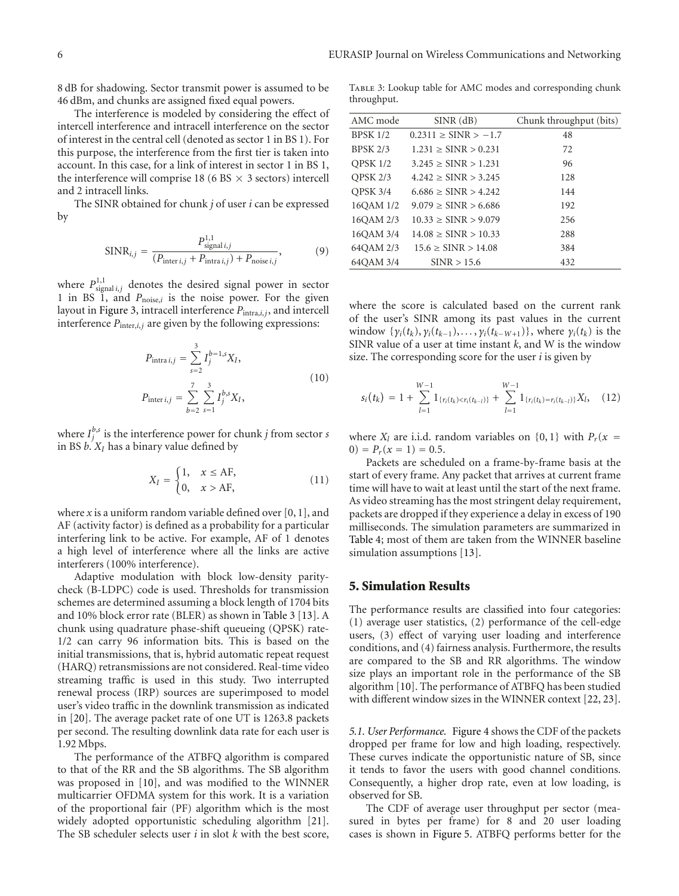8 dB for shadowing. Sector transmit power is assumed to be 46 dBm, and chunks are assigned fixed equal powers.

The interference is modeled by considering the effect of intercell interference and intracell interference on the sector of interest in the central cell (denoted as sector 1 in BS 1). For this purpose, the interference from the first tier is taken into account. In this case, for a link of interest in sector 1 in BS 1, the interference will comprise 18 (6 BS × 3 sectors) intercell and 2 intracell links.

The SINR obtained for chunk $j$ of user $i$ can be expressed by

$$\mathrm{SINR}_{i,j} = \frac{P^{1,1}_{\mathrm{signal}\, i,j}}{(P_{\mathrm{inter}\, i,j} + P_{\mathrm{intra}\, i,j}) + P_{\mathrm{noise}\, i,j}}, \tag{9}$$

where $P^{1,1}_{\mathrm{signal}\, i,j}$ denotes the desired signal power in sector 1 in BS 1, and $P_{\mathrm{noise},i}$ is the noise power. For the given layout in Figure 3, intracell interference $P_{\mathrm{intra},i,j}$, and intercell interference $P_{\mathrm{inter},i,j}$ are given by the following expressions:

$$\begin{aligned} P_{\mathrm{intra}\, i,j} &= \sum_{s=2}^{3} I_j^{b=1,s} X_I, \\ P_{\mathrm{inter}\, i,j} &= \sum_{b=2}^{7} \sum_{s=1}^{3} I_j^{b,s} X_I, \end{aligned} \tag{10}$$

where $I_j^{b,s}$ is the interference power for chunk $j$ from sector $s$ in BS $b$. $X_I$ has a binary value defined by

$$X_I = \begin{cases} 1, & x \leq \mathrm{AF}, \\ 0, & x > \mathrm{AF}, \end{cases} \tag{11}$$

where $x$ is a uniform random variable defined over $[0, 1]$, and AF (activity factor) is defined as a probability for a particular interfering link to be active. For example, AF of 1 denotes a high level of interference where all the links are active interferers (100% interference).

Adaptive modulation with block low-density parity-check (B-LDPC) code is used. Thresholds for transmission schemes are determined assuming a block length of 1704 bits and 10% block error rate (BLER) as shown in Table 3 [13]. A chunk using quadrature phase-shift queueing (QPSK) rate-1/2 can carry 96 information bits. This is based on the initial transmissions, that is, hybrid automatic repeat request (HARQ) retransmissions are not considered. Real-time video streaming traffic is used in this study. Two interrupted renewal process (IRP) sources are superimposed to model user's video traffic in the downlink transmission as indicated in [20]. The average packet rate of one UT is 1263.8 packets per second. The resulting downlink data rate for each user is 1.92 Mbps.

The performance of the ATBFQ algorithm is compared to that of the RR and the SB algorithms. The SB algorithm was proposed in [10], and was modified to the WINNER multicarrier OFDMA system for this work. It is a variation of the proportional fair (PF) algorithm which is the most widely adopted opportunistic scheduling algorithm [21]. The SB scheduler selects user $i$ in slot $k$ with the best score,

Table 3: Lookup table for AMC modes and corresponding chunk throughput.

| AMC mode | SINR (dB) | Chunk throughput (bits) |
|---|---|---|
| BPSK 1/2 | $0.2311 \geq \mathrm{SINR} > -1.7$ | 48 |
| BPSK 2/3 | $1.231 \geq \mathrm{SINR} > 0.231$ | 72 |
| QPSK 1/2 | $3.245 \geq \mathrm{SINR} > 1.231$ | 96 |
| QPSK 2/3 | $4.242 \geq \mathrm{SINR} > 3.245$ | 128 |
| QPSK 3/4 | $6.686 \geq \mathrm{SINR} > 4.242$ | 144 |
| 16QAM 1/2 | $9.079 \geq \mathrm{SINR} > 6.686$ | 192 |
| 16QAM 2/3 | $10.33 \geq \mathrm{SINR} > 9.079$ | 256 |
| 16QAM 3/4 | $14.08 \geq \mathrm{SINR} > 10.33$ | 288 |
| 64QAM 2/3 | $15.6 \geq \mathrm{SINR} > 14.08$ | 384 |
| 64QAM 3/4 | $\mathrm{SINR} > 15.6$ | 432 |

where the score is calculated based on the current rank of the user's SINR among its past values in the current window $\{\gamma_i(t_k), \gamma_i(t_{k-1}), \ldots, \gamma_i(t_{k-W+1})\}$, where $\gamma_i(t_k)$ is the SINR value of a user at time instant $k$, and W is the window size. The corresponding score for the user $i$ is given by

$$s_i(t_k) = 1 + \sum_{l=1}^{W-1} 1_{\{r_i(t_k) < r_i(t_{k-l})\}} + \sum_{l=1}^{W-1} 1_{\{r_i(t_k) = r_i(t_{k-l})\}} X_l, \tag{12}$$

where $X_l$ are i.i.d. random variables on $\{0, 1\}$ with $P_r(x = 0) = P_r(x = 1) = 0.5$.

Packets are scheduled on a frame-by-frame basis at the start of every frame. Any packet that arrives at current frame time will have to wait at least until the start of the next frame. As video streaming has the most stringent delay requirement, packets are dropped if they experience a delay in excess of 190 milliseconds. The simulation parameters are summarized in Table 4; most of them are taken from the WINNER baseline simulation assumptions [13].

## 5. Simulation Results

The performance results are classified into four categories: (1) average user statistics, (2) performance of the cell-edge users, (3) effect of varying user loading and interference conditions, and (4) fairness analysis. Furthermore, the results are compared to the SB and RR algorithms. The window size plays an important role in the performance of the SB algorithm [10]. The performance of ATBFQ has been studied with different window sizes in the WINNER context [22, 23].

*5.1. User Performance.* Figure 4 shows the CDF of the packets dropped per frame for low and high loading, respectively. These curves indicate the opportunistic nature of SB, since it tends to favor the users with good channel conditions. Consequently, a higher drop rate, even at low loading, is observed for SB.

The CDF of average user throughput per sector (measured in bytes per frame) for 8 and 20 user loading cases is shown in Figure 5. ATBFQ performs better for the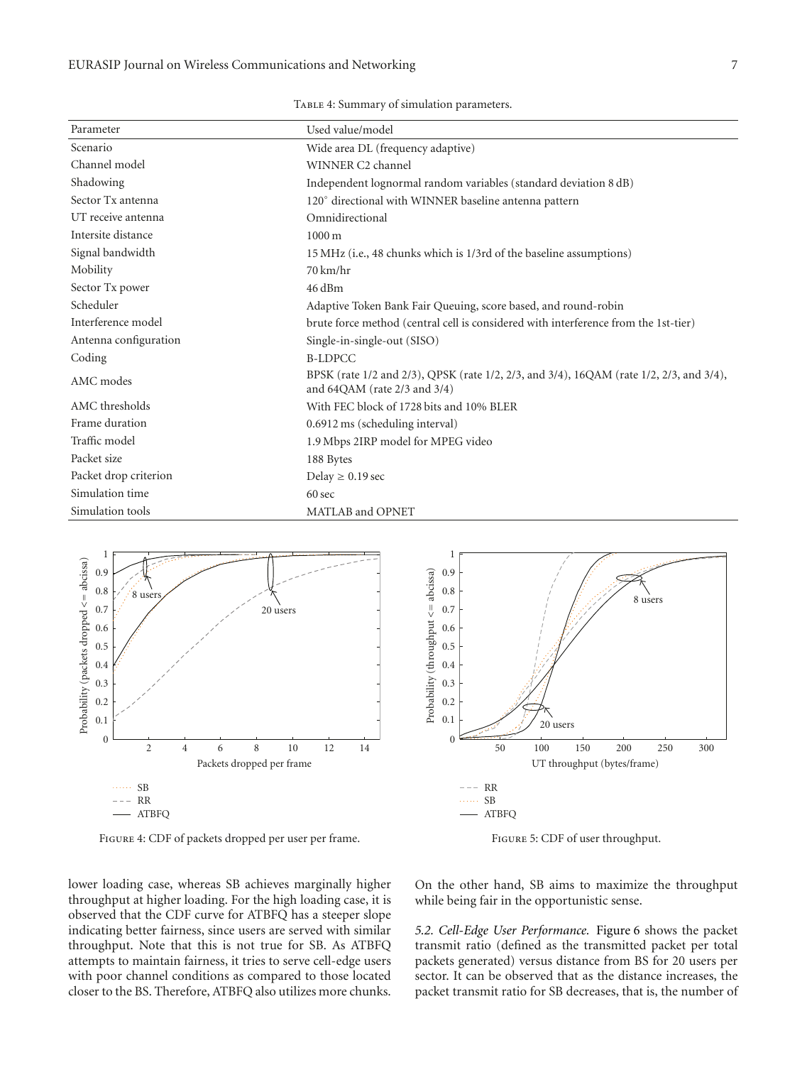Table 4: Summary of simulation parameters.

| Parameter | Used value/model |
|---|---|
| Scenario | Wide area DL (frequency adaptive) |
| Channel model | WINNER C2 channel |
| Shadowing | Independent lognormal random variables (standard deviation 8 dB) |
| Sector Tx antenna | 120° directional with WINNER baseline antenna pattern |
| UT receive antenna | Omnidirectional |
| Intersite distance | 1000 m |
| Signal bandwidth | 15 MHz (i.e., 48 chunks which is 1/3rd of the baseline assumptions) |
| Mobility | 70 km/hr |
| Sector Tx power | 46 dBm |
| Scheduler | Adaptive Token Bank Fair Queuing, score based, and round-robin |
| Interference model | brute force method (central cell is considered with interference from the 1st-tier) |
| Antenna configuration | Single-in-single-out (SISO) |
| Coding | B-LDPCC |
| AMC modes | BPSK (rate 1/2 and 2/3), QPSK (rate 1/2, 2/3, and 3/4), 16QAM (rate 1/2, 2/3, and 3/4), and 64QAM (rate 2/3 and 3/4) |
| AMC thresholds | With FEC block of 1728 bits and 10% BLER |
| Frame duration | 0.6912 ms (scheduling interval) |
| Traffic model | 1.9 Mbps 2IRP model for MPEG video |
| Packet size | 188 Bytes |
| Packet drop criterion | Delay ≥ 0.19 sec |
| Simulation time | 60 sec |
| Simulation tools | MATLAB and OPNET |

Figure 4: CDF of packets dropped per user per frame.

Figure 5: CDF of user throughput.

lower loading case, whereas SB achieves marginally higher throughput at higher loading. For the high loading case, it is observed that the CDF curve for ATBFQ has a steeper slope indicating better fairness, since users are served with similar throughput. Note that this is not true for SB. As ATBFQ attempts to maintain fairness, it tries to serve cell-edge users with poor channel conditions as compared to those located closer to the BS. Therefore, ATBFQ also utilizes more chunks. On the other hand, SB aims to maximize the throughput while being fair in the opportunistic sense.

*5.2. Cell-Edge User Performance.* Figure 6 shows the packet transmit ratio (defined as the transmitted packet per total packets generated) versus distance from BS for 20 users per sector. It can be observed that as the distance increases, the packet transmit ratio for SB decreases, that is, the number of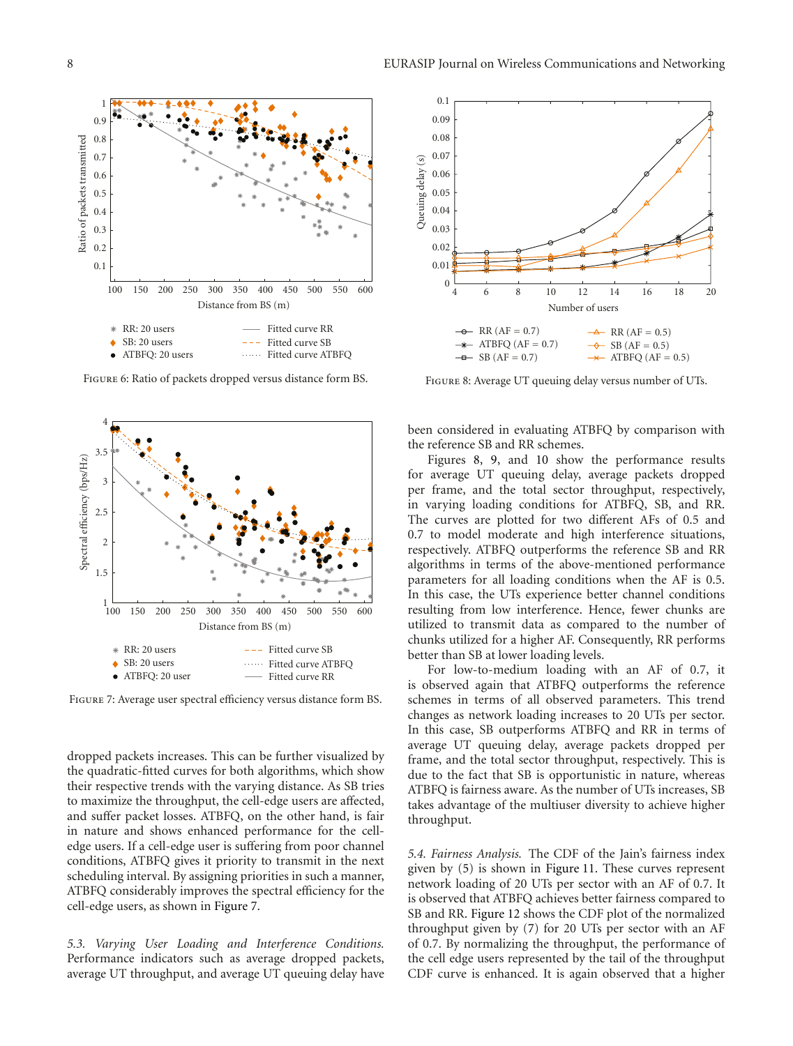FIGURE 6: Ratio of packets dropped versus distance form BS.

FIGURE 7: Average user spectral efficiency versus distance form BS.

dropped packets increases. This can be further visualized by the quadratic-fitted curves for both algorithms, which show their respective trends with the varying distance. As SB tries to maximize the throughput, the cell-edge users are affected, and suffer packet losses. ATBFQ, on the other hand, is fair in nature and shows enhanced performance for the cell-edge users. If a cell-edge user is suffering from poor channel conditions, ATBFQ gives it priority to transmit in the next scheduling interval. By assigning priorities in such a manner, ATBFQ considerably improves the spectral efficiency for the cell-edge users, as shown in Figure 7.

*5.3. Varying User Loading and Interference Conditions.* Performance indicators such as average dropped packets, average UT throughput, and average UT queuing delay have been considered in evaluating ATBFQ by comparison with the reference SB and RR schemes.

FIGURE 8: Average UT queuing delay versus number of UTs.

Figures 8, 9, and 10 show the performance results for average UT queuing delay, average packets dropped per frame, and the total sector throughput, respectively, in varying loading conditions for ATBFQ, SB, and RR. The curves are plotted for two different AFs of 0.5 and 0.7 to model moderate and high interference situations, respectively. ATBFQ outperforms the reference SB and RR algorithms in terms of the above-mentioned performance parameters for all loading conditions when the AF is 0.5. In this case, the UTs experience better channel conditions resulting from low interference. Hence, fewer chunks are utilized to transmit data as compared to the number of chunks utilized for a higher AF. Consequently, RR performs better than SB at lower loading levels.

For low-to-medium loading with an AF of 0.7, it is observed again that ATBFQ outperforms the reference schemes in terms of all observed parameters. This trend changes as network loading increases to 20 UTs per sector. In this case, SB outperforms ATBFQ and RR in terms of average UT queuing delay, average packets dropped per frame, and the total sector throughput, respectively. This is due to the fact that SB is opportunistic in nature, whereas ATBFQ is fairness aware. As the number of UTs increases, SB takes advantage of the multiuser diversity to achieve higher throughput.

*5.4. Fairness Analysis.* The CDF of the Jain's fairness index given by (5) is shown in Figure 11. These curves represent network loading of 20 UTs per sector with an AF of 0.7. It is observed that ATBFQ achieves better fairness compared to SB and RR. Figure 12 shows the CDF plot of the normalized throughput given by (7) for 20 UTs per sector with an AF of 0.7. By normalizing the throughput, the performance of the cell edge users represented by the tail of the throughput CDF curve is enhanced. It is again observed that a higher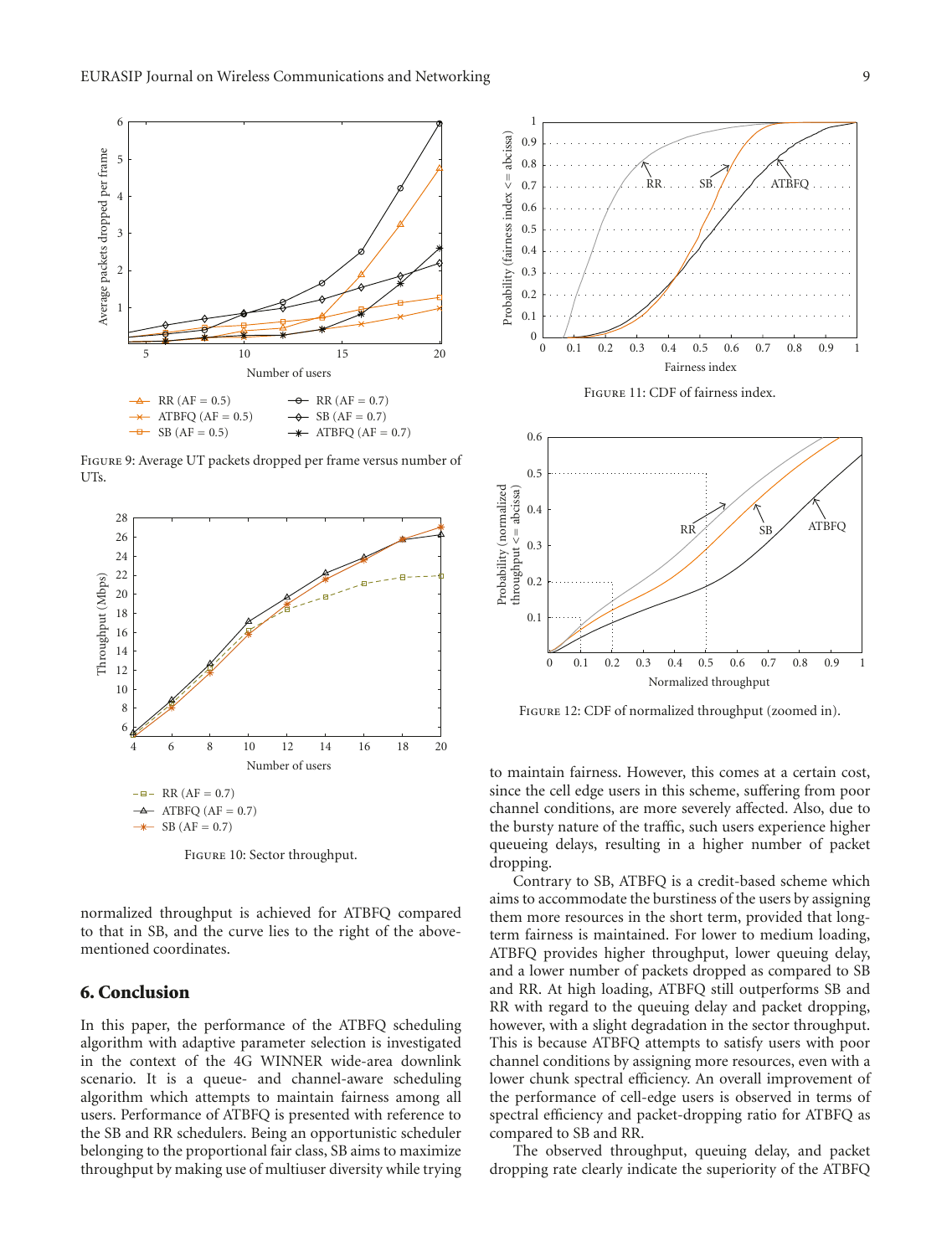FIGURE 9: Average UT packets dropped per frame versus number of UTs.

FIGURE 10: Sector throughput.

normalized throughput is achieved for ATBFQ compared to that in SB, and the curve lies to the right of the above-mentioned coordinates.

## 6. Conclusion

In this paper, the performance of the ATBFQ scheduling algorithm with adaptive parameter selection is investigated in the context of the 4G WINNER wide-area downlink scenario. It is a queue- and channel-aware scheduling algorithm which attempts to maintain fairness among all users. Performance of ATBFQ is presented with reference to the SB and RR schedulers. Being an opportunistic scheduler belonging to the proportional fair class, SB aims to maximize throughput by making use of multiuser diversity while trying to maintain fairness. However, this comes at a certain cost, since the cell edge users in this scheme, suffering from poor channel conditions, are more severely affected. Also, due to the bursty nature of the traffic, such users experience higher queueing delays, resulting in a higher number of packet dropping.

Contrary to SB, ATBFQ is a credit-based scheme which aims to accommodate the burstiness of the users by assigning them more resources in the short term, provided that long-term fairness is maintained. For lower to medium loading, ATBFQ provides higher throughput, lower queuing delay, and a lower number of packets dropped as compared to SB and RR. At high loading, ATBFQ still outperforms SB and RR with regard to the queuing delay and packet dropping, however, with a slight degradation in the sector throughput. This is because ATBFQ attempts to satisfy users with poor channel conditions by assigning more resources, even with a lower chunk spectral efficiency. An overall improvement of the performance of cell-edge users is observed in terms of spectral efficiency and packet-dropping ratio for ATBFQ as compared to SB and RR.

FIGURE 11: CDF of fairness index.

FIGURE 12: CDF of normalized throughput (zoomed in).

The observed throughput, queuing delay, and packet dropping rate clearly indicate the superiority of the ATBFQ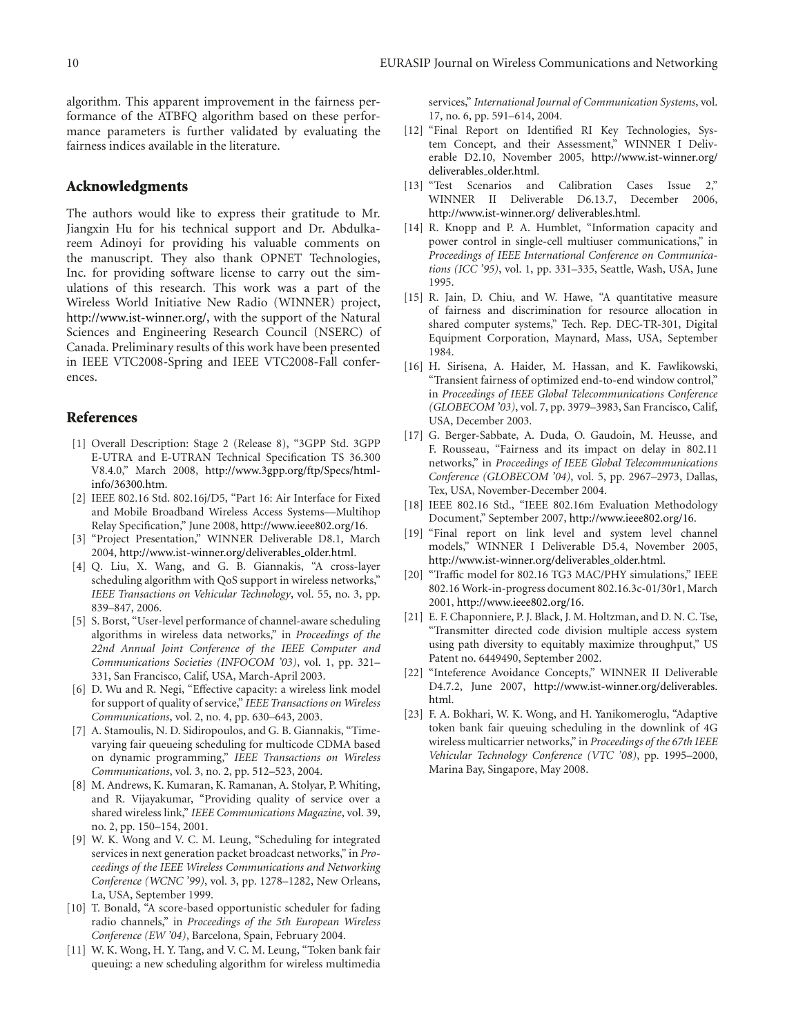algorithm. This apparent improvement in the fairness performance of the ATBFQ algorithm based on these performance parameters is further validated by evaluating the fairness indices available in the literature.

## Acknowledgments

The authors would like to express their gratitude to Mr. Jiangxin Hu for his technical support and Dr. Abdulkareem Adinoyi for providing his valuable comments on the manuscript. They also thank OPNET Technologies, Inc. for providing software license to carry out the simulations of this research. This work was a part of the Wireless World Initiative New Radio (WINNER) project, http://www.ist-winner.org/, with the support of the Natural Sciences and Engineering Research Council (NSERC) of Canada. Preliminary results of this work have been presented in IEEE VTC2008-Spring and IEEE VTC2008-Fall conferences.

## References

[1] Overall Description: Stage 2 (Release 8), "3GPP Std. 3GPP E-UTRA and E-UTRAN Technical Specification TS 36.300 V8.4.0," March 2008, http://www.3gpp.org/ftp/Specs/html-info/36300.htm.

[2] IEEE 802.16 Std. 802.16j/D5, "Part 16: Air Interface for Fixed and Mobile Broadband Wireless Access Systems—Multihop Relay Specification," June 2008, http://www.ieee802.org/16.

[3] "Project Presentation," WINNER Deliverable D8.1, March 2004, http://www.ist-winner.org/deliverables_older.html.

[4] Q. Liu, X. Wang, and G. B. Giannakis, "A cross-layer scheduling algorithm with QoS support in wireless networks," *IEEE Transactions on Vehicular Technology*, vol. 55, no. 3, pp. 839–847, 2006.

[5] S. Borst, "User-level performance of channel-aware scheduling algorithms in wireless data networks," in *Proceedings of the 22nd Annual Joint Conference of the IEEE Computer and Communications Societies (INFOCOM '03)*, vol. 1, pp. 321–331, San Francisco, Calif, USA, March-April 2003.

[6] D. Wu and R. Negi, "Effective capacity: a wireless link model for support of quality of service," *IEEE Transactions on Wireless Communications*, vol. 2, no. 4, pp. 630–643, 2003.

[7] A. Stamoulis, N. D. Sidiropoulos, and G. B. Giannakis, "Time-varying fair queueing scheduling for multicode CDMA based on dynamic programming," *IEEE Transactions on Wireless Communications*, vol. 3, no. 2, pp. 512–523, 2004.

[8] M. Andrews, K. Kumaran, K. Ramanan, A. Stolyar, P. Whiting, and R. Vijayakumar, "Providing quality of service over a shared wireless link," *IEEE Communications Magazine*, vol. 39, no. 2, pp. 150–154, 2001.

[9] W. K. Wong and V. C. M. Leung, "Scheduling for integrated services in next generation packet broadcast networks," in *Proceedings of the IEEE Wireless Communications and Networking Conference (WCNC '99)*, vol. 3, pp. 1278–1282, New Orleans, La, USA, September 1999.

[10] T. Bonald, "A score-based opportunistic scheduler for fading radio channels," in *Proceedings of the 5th European Wireless Conference (EW '04)*, Barcelona, Spain, February 2004.

[11] W. K. Wong, H. Y. Tang, and V. C. M. Leung, "Token bank fair queuing: a new scheduling algorithm for wireless multimedia services," *International Journal of Communication Systems*, vol. 17, no. 6, pp. 591–614, 2004.

[12] "Final Report on Identified RI Key Technologies, System Concept, and their Assessment," WINNER I Deliverable D2.10, November 2005, http://www.ist-winner.org/deliverables_older.html.

[13] "Test Scenarios and Calibration Cases Issue 2," WINNER II Deliverable D6.13.7, December 2006, http://www.ist-winner.org/ deliverables.html.

[14] R. Knopp and P. A. Humblet, "Information capacity and power control in single-cell multiuser communications," in *Proceedings of IEEE International Conference on Communications (ICC '95)*, vol. 1, pp. 331–335, Seattle, Wash, USA, June 1995.

[15] R. Jain, D. Chiu, and W. Hawe, "A quantitative measure of fairness and discrimination for resource allocation in shared computer systems," Tech. Rep. DEC-TR-301, Digital Equipment Corporation, Maynard, Mass, USA, September 1984.

[16] H. Sirisena, A. Haider, M. Hassan, and K. Fawlikowski, "Transient fairness of optimized end-to-end window control," in *Proceedings of IEEE Global Telecommunications Conference (GLOBECOM '03)*, vol. 7, pp. 3979–3983, San Francisco, Calif, USA, December 2003.

[17] G. Berger-Sabbate, A. Duda, O. Gaudoin, M. Heusse, and F. Rousseau, "Fairness and its impact on delay in 802.11 networks," in *Proceedings of IEEE Global Telecommunications Conference (GLOBECOM '04)*, vol. 5, pp. 2967–2973, Dallas, Tex, USA, November-December 2004.

[18] IEEE 802.16 Std., "IEEE 802.16m Evaluation Methodology Document," September 2007, http://www.ieee802.org/16.

[19] "Final report on link level and system level channel models," WINNER I Deliverable D5.4, November 2005, http://www.ist-winner.org/deliverables_older.html.

[20] "Traffic model for 802.16 TG3 MAC/PHY simulations," IEEE 802.16 Work-in-progress document 802.16.3c-01/30r1, March 2001, http://www.ieee802.org/16.

[21] E. F. Chaponniere, P. J. Black, J. M. Holtzman, and D. N. C. Tse, "Transmitter directed code division multiple access system using path diversity to equitably maximize throughput," US Patent no. 6449490, September 2002.

[22] "Inteference Avoidance Concepts," WINNER II Deliverable D4.7.2, June 2007, http://www.ist-winner.org/deliverables.html.

[23] F. A. Bokhari, W. K. Wong, and H. Yanikomeroglu, "Adaptive token bank fair queuing scheduling in the downlink of 4G wireless multicarrier networks," in *Proceedings of the 67th IEEE Vehicular Technology Conference (VTC '08)*, pp. 1995–2000, Marina Bay, Singapore, May 2008.